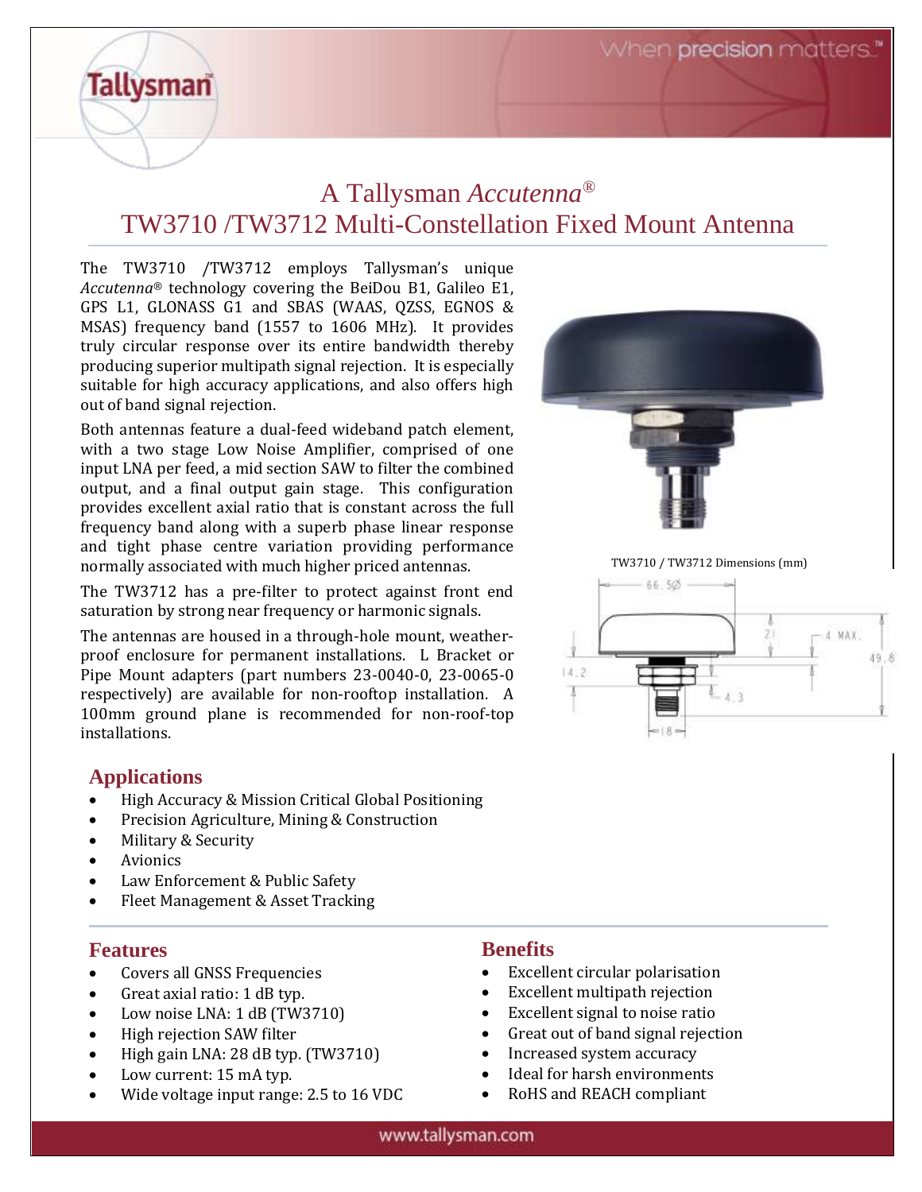# A Tallysman *Accutenna*®
# TW3710 /TW3712 Multi-Constellation Fixed Mount Antenna

The TW3710 /TW3712 employs Tallysman's unique *Accutenna*® technology covering the BeiDou B1, Galileo E1, GPS L1, GLONASS G1 and SBAS (WAAS, QZSS, EGNOS & MSAS) frequency band (1557 to 1606 MHz). It provides truly circular response over its entire bandwidth thereby producing superior multipath signal rejection. It is especially suitable for high accuracy applications, and also offers high out of band signal rejection.

Both antennas feature a dual-feed wideband patch element, with a two stage Low Noise Amplifier, comprised of one input LNA per feed, a mid section SAW to filter the combined output, and a final output gain stage. This configuration provides excellent axial ratio that is constant across the full frequency band along with a superb phase linear response and tight phase centre variation providing performance normally associated with much higher priced antennas.

The TW3712 has a pre-filter to protect against front end saturation by strong near frequency or harmonic signals.

The antennas are housed in a through-hole mount, weather-proof enclosure for permanent installations. L Bracket or Pipe Mount adapters (part numbers 23-0040-0, 23-0065-0 respectively) are available for non-rooftop installation. A 100mm ground plane is recommended for non-roof-top installations.

TW3710 / TW3712 Dimensions (mm)

66.5Ø
21
4 MAX.
49.8
14.2
4.3
18

## Applications

- High Accuracy & Mission Critical Global Positioning
- Precision Agriculture, Mining & Construction
- Military & Security
- Avionics
- Law Enforcement & Public Safety
- Fleet Management & Asset Tracking

## Features

- Covers all GNSS Frequencies
- Great axial ratio: 1 dB typ.
- Low noise LNA: 1 dB (TW3710)
- High rejection SAW filter
- High gain LNA: 28 dB typ. (TW3710)
- Low current: 15 mA typ.
- Wide voltage input range: 2.5 to 16 VDC

## Benefits

- Excellent circular polarisation
- Excellent multipath rejection
- Excellent signal to noise ratio
- Great out of band signal rejection
- Increased system accuracy
- Ideal for harsh environments
- RoHS and REACH compliant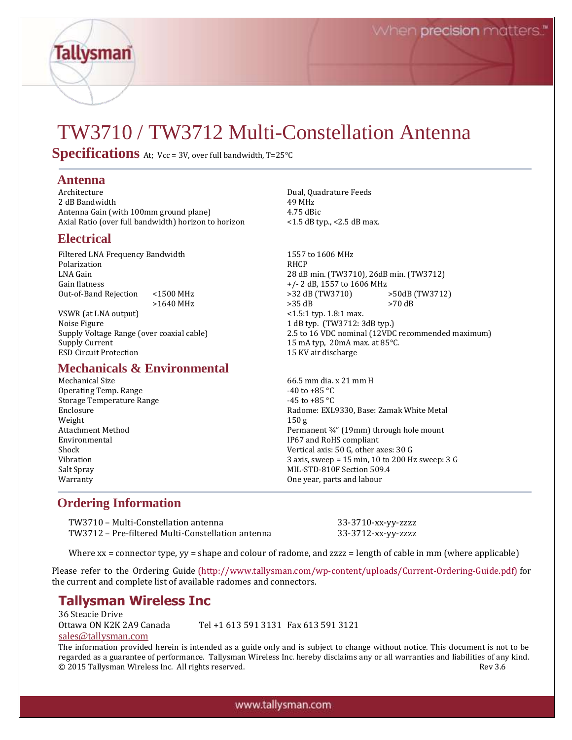# TW3710 / TW3712 Multi-Constellation Antenna

## Specifications At; Vcc = 3V, over full bandwidth, T=25°C

### Antenna

| | |
|---|---|
| Architecture | Dual, Quadrature Feeds |
| 2 dB Bandwidth | 49 MHz |
| Antenna Gain (with 100mm ground plane) | 4.75 dBic |
| Axial Ratio (over full bandwidth) horizon to horizon | <1.5 dB typ., <2.5 dB max. |

### Electrical

| | | | |
|---|---|---|---|
| Filtered LNA Frequency Bandwidth | | 1557 to 1606 MHz | |
| Polarization | | RHCP | |
| LNA Gain | | 28 dB min. (TW3710), 26dB min. (TW3712) | |
| Gain flatness | | +/- 2 dB, 1557 to 1606 MHz | |
| Out-of-Band Rejection | <1500 MHz | >32 dB (TW3710) | >50dB (TW3712) |
| | >1640 MHz | >35 dB | >70 dB |
| VSWR (at LNA output) | | <1.5:1 typ. 1.8:1 max. | |
| Noise Figure | | 1 dB typ. (TW3712: 3dB typ.) | |
| Supply Voltage Range (over coaxial cable) | | 2.5 to 16 VDC nominal (12VDC recommended maximum) | |
| Supply Current | | 15 mA typ, 20mA max. at 85°C. | |
| ESD Circuit Protection | | 15 KV air discharge | |

### Mechanicals & Environmental

| | |
|---|---|
| Mechanical Size | 66.5 mm dia. x 21 mm H |
| Operating Temp. Range | -40 to +85 °C |
| Storage Temperature Range | -45 to +85 °C |
| Enclosure | Radome: EXL9330, Base: Zamak White Metal |
| Weight | 150 g |
| Attachment Method | Permanent ¾" (19mm) through hole mount |
| Environmental | IP67 and RoHS compliant |
| Shock | Vertical axis: 50 G, other axes: 30 G |
| Vibration | 3 axis, sweep = 15 min, 10 to 200 Hz sweep: 3 G |
| Salt Spray | MIL-STD-810F Section 509.4 |
| Warranty | One year, parts and labour |

### Ordering Information

| | |
|---|---|
| TW3710 – Multi-Constellation antenna | 33-3710-xx-yy-zzzz |
| TW3712 – Pre-filtered Multi-Constellation antenna | 33-3712-xx-yy-zzzz |

Where xx = connector type, yy = shape and colour of radome, and zzzz = length of cable in mm (where applicable)

Please refer to the Ordering Guide (http://www.tallysman.com/wp-content/uploads/Current-Ordering-Guide.pdf) for the current and complete list of available radomes and connectors.

## Tallysman Wireless Inc

36 Steacie Drive
Ottawa ON K2K 2A9 Canada Tel +1 613 591 3131 Fax 613 591 3121
sales@tallysman.com

The information provided herein is intended as a guide only and is subject to change without notice. This document is not to be regarded as a guarantee of performance. Tallysman Wireless Inc. hereby disclaims any or all warranties and liabilities of any kind.
© 2015 Tallysman Wireless Inc. All rights reserved. Rev 3.6